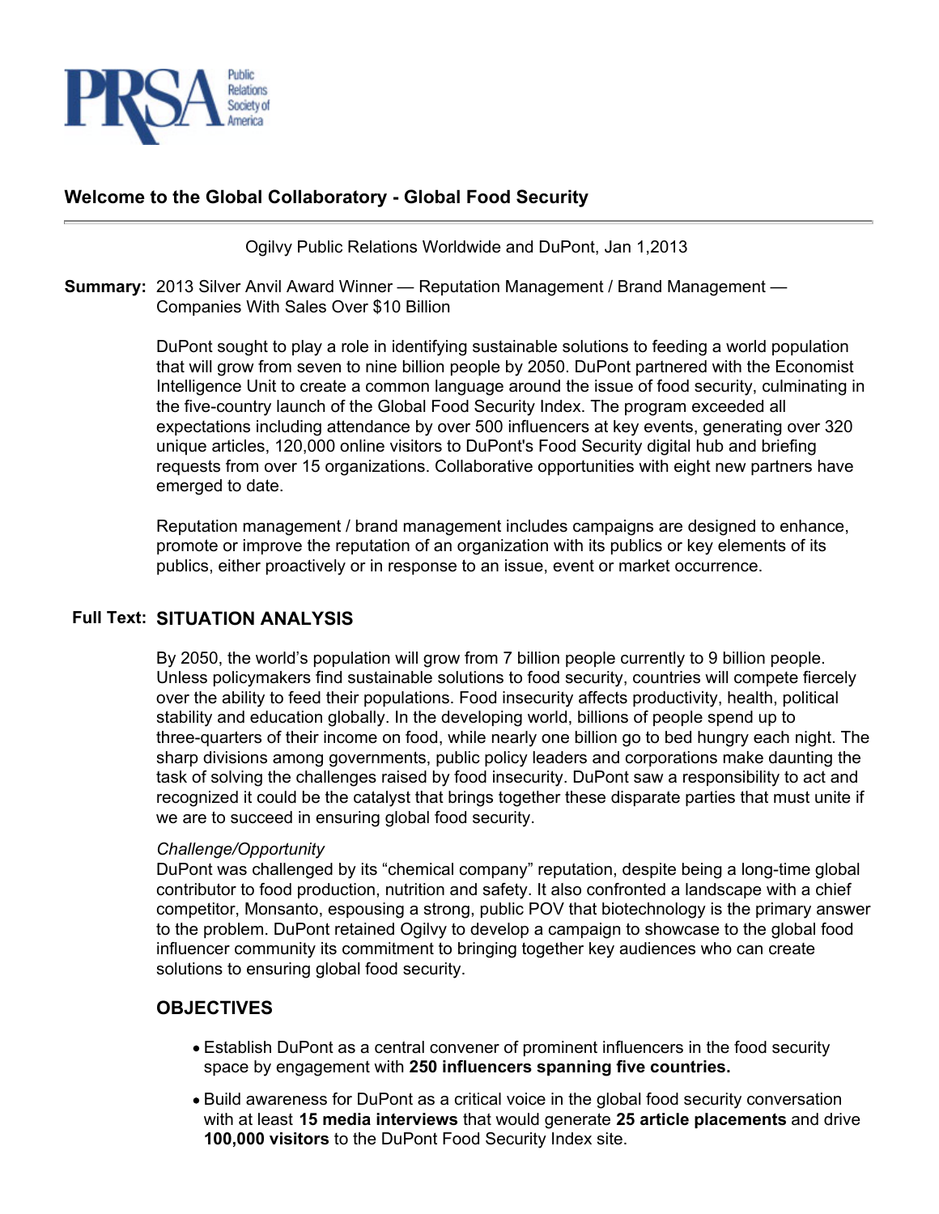# Welcome to the Global Collaboratory - Global Food Security

Ogilvy Public Relations Worldwide and DuPont, Jan 1,2013

**Summary:** 2013 Silver Anvil Award Winner — Reputation Management / Brand Management — Companies With Sales Over $10 Billion

DuPont sought to play a role in identifying sustainable solutions to feeding a world population that will grow from seven to nine billion people by 2050. DuPont partnered with the Economist Intelligence Unit to create a common language around the issue of food security, culminating in the five-country launch of the Global Food Security Index. The program exceeded all expectations including attendance by over 500 influencers at key events, generating over 320 unique articles, 120,000 online visitors to DuPont's Food Security digital hub and briefing requests from over 15 organizations. Collaborative opportunities with eight new partners have emerged to date.

Reputation management / brand management includes campaigns are designed to enhance, promote or improve the reputation of an organization with its publics or key elements of its publics, either proactively or in response to an issue, event or market occurrence.

**Full Text:**

## SITUATION ANALYSIS

By 2050, the world's population will grow from 7 billion people currently to 9 billion people. Unless policymakers find sustainable solutions to food security, countries will compete fiercely over the ability to feed their populations. Food insecurity affects productivity, health, political stability and education globally. In the developing world, billions of people spend up to three-quarters of their income on food, while nearly one billion go to bed hungry each night. The sharp divisions among governments, public policy leaders and corporations make daunting the task of solving the challenges raised by food insecurity. DuPont saw a responsibility to act and recognized it could be the catalyst that brings together these disparate parties that must unite if we are to succeed in ensuring global food security.

*Challenge/Opportunity*

DuPont was challenged by its "chemical company" reputation, despite being a long-time global contributor to food production, nutrition and safety. It also confronted a landscape with a chief competitor, Monsanto, espousing a strong, public POV that biotechnology is the primary answer to the problem. DuPont retained Ogilvy to develop a campaign to showcase to the global food influencer community its commitment to bringing together key audiences who can create solutions to ensuring global food security.

## OBJECTIVES

- Establish DuPont as a central convener of prominent influencers in the food security space by engagement with **250 influencers spanning five countries.**
- Build awareness for DuPont as a critical voice in the global food security conversation with at least **15 media interviews** that would generate **25 article placements** and drive **100,000 visitors** to the DuPont Food Security Index site.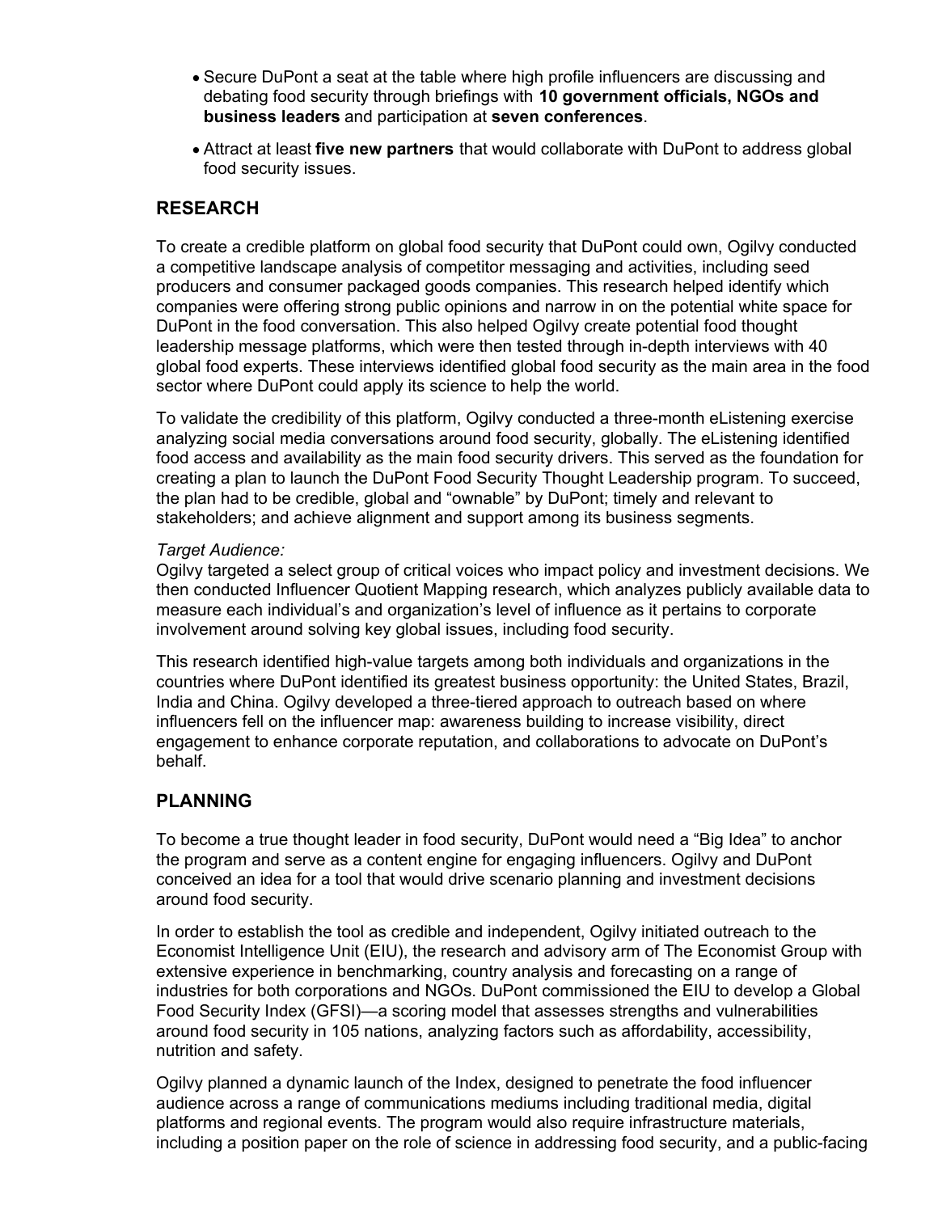- Secure DuPont a seat at the table where high profile influencers are discussing and debating food security through briefings with **10 government officials, NGOs and business leaders** and participation at **seven conferences**.
- Attract at least **five new partners** that would collaborate with DuPont to address global food security issues.

## RESEARCH

To create a credible platform on global food security that DuPont could own, Ogilvy conducted a competitive landscape analysis of competitor messaging and activities, including seed producers and consumer packaged goods companies. This research helped identify which companies were offering strong public opinions and narrow in on the potential white space for DuPont in the food conversation. This also helped Ogilvy create potential food thought leadership message platforms, which were then tested through in-depth interviews with 40 global food experts. These interviews identified global food security as the main area in the food sector where DuPont could apply its science to help the world.

To validate the credibility of this platform, Ogilvy conducted a three-month eListening exercise analyzing social media conversations around food security, globally. The eListening identified food access and availability as the main food security drivers. This served as the foundation for creating a plan to launch the DuPont Food Security Thought Leadership program. To succeed, the plan had to be credible, global and "ownable" by DuPont; timely and relevant to stakeholders; and achieve alignment and support among its business segments.

*Target Audience:*
Ogilvy targeted a select group of critical voices who impact policy and investment decisions. We then conducted Influencer Quotient Mapping research, which analyzes publicly available data to measure each individual's and organization's level of influence as it pertains to corporate involvement around solving key global issues, including food security.

This research identified high-value targets among both individuals and organizations in the countries where DuPont identified its greatest business opportunity: the United States, Brazil, India and China. Ogilvy developed a three-tiered approach to outreach based on where influencers fell on the influencer map: awareness building to increase visibility, direct engagement to enhance corporate reputation, and collaborations to advocate on DuPont's behalf.

## PLANNING

To become a true thought leader in food security, DuPont would need a "Big Idea" to anchor the program and serve as a content engine for engaging influencers. Ogilvy and DuPont conceived an idea for a tool that would drive scenario planning and investment decisions around food security.

In order to establish the tool as credible and independent, Ogilvy initiated outreach to the Economist Intelligence Unit (EIU), the research and advisory arm of The Economist Group with extensive experience in benchmarking, country analysis and forecasting on a range of industries for both corporations and NGOs. DuPont commissioned the EIU to develop a Global Food Security Index (GFSI)—a scoring model that assesses strengths and vulnerabilities around food security in 105 nations, analyzing factors such as affordability, accessibility, nutrition and safety.

Ogilvy planned a dynamic launch of the Index, designed to penetrate the food influencer audience across a range of communications mediums including traditional media, digital platforms and regional events. The program would also require infrastructure materials, including a position paper on the role of science in addressing food security, and a public-facing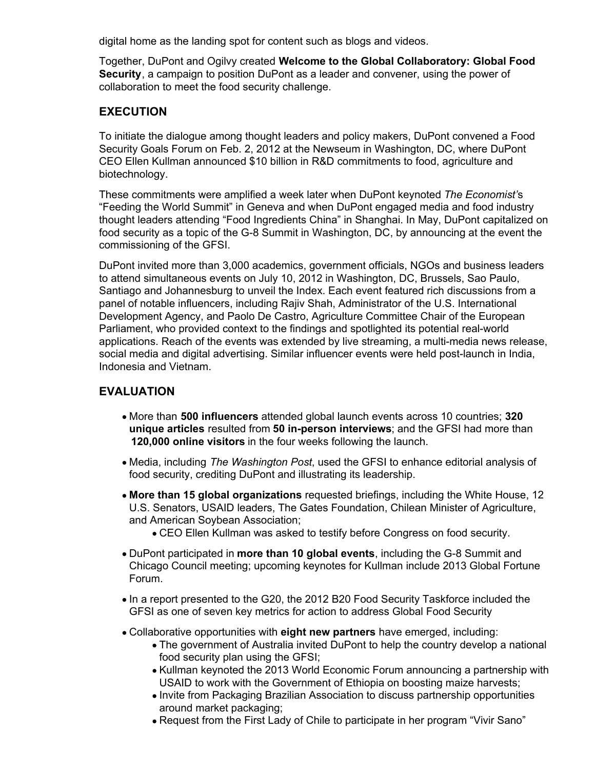digital home as the landing spot for content such as blogs and videos.

Together, DuPont and Ogilvy created **Welcome to the Global Collaboratory: Global Food Security**, a campaign to position DuPont as a leader and convener, using the power of collaboration to meet the food security challenge.

## EXECUTION

To initiate the dialogue among thought leaders and policy makers, DuPont convened a Food Security Goals Forum on Feb. 2, 2012 at the Newseum in Washington, DC, where DuPont CEO Ellen Kullman announced $10 billion in R&D commitments to food, agriculture and biotechnology.

These commitments were amplified a week later when DuPont keynoted *The Economist's* "Feeding the World Summit" in Geneva and when DuPont engaged media and food industry thought leaders attending "Food Ingredients China" in Shanghai. In May, DuPont capitalized on food security as a topic of the G-8 Summit in Washington, DC, by announcing at the event the commissioning of the GFSI.

DuPont invited more than 3,000 academics, government officials, NGOs and business leaders to attend simultaneous events on July 10, 2012 in Washington, DC, Brussels, Sao Paulo, Santiago and Johannesburg to unveil the Index. Each event featured rich discussions from a panel of notable influencers, including Rajiv Shah, Administrator of the U.S. International Development Agency, and Paolo De Castro, Agriculture Committee Chair of the European Parliament, who provided context to the findings and spotlighted its potential real-world applications. Reach of the events was extended by live streaming, a multi-media news release, social media and digital advertising. Similar influencer events were held post-launch in India, Indonesia and Vietnam.

## EVALUATION

- More than **500 influencers** attended global launch events across 10 countries; **320 unique articles** resulted from **50 in-person interviews**; and the GFSI had more than **120,000 online visitors** in the four weeks following the launch.
- Media, including *The Washington Post*, used the GFSI to enhance editorial analysis of food security, crediting DuPont and illustrating its leadership.
- **More than 15 global organizations** requested briefings, including the White House, 12 U.S. Senators, USAID leaders, The Gates Foundation, Chilean Minister of Agriculture, and American Soybean Association;
  - CEO Ellen Kullman was asked to testify before Congress on food security.
- DuPont participated in **more than 10 global events**, including the G-8 Summit and Chicago Council meeting; upcoming keynotes for Kullman include 2013 Global Fortune Forum.
- In a report presented to the G20, the 2012 B20 Food Security Taskforce included the GFSI as one of seven key metrics for action to address Global Food Security
- Collaborative opportunities with **eight new partners** have emerged, including:
  - The government of Australia invited DuPont to help the country develop a national food security plan using the GFSI;
  - Kullman keynoted the 2013 World Economic Forum announcing a partnership with USAID to work with the Government of Ethiopia on boosting maize harvests;
  - Invite from Packaging Brazilian Association to discuss partnership opportunities around market packaging;
  - Request from the First Lady of Chile to participate in her program "Vivir Sano"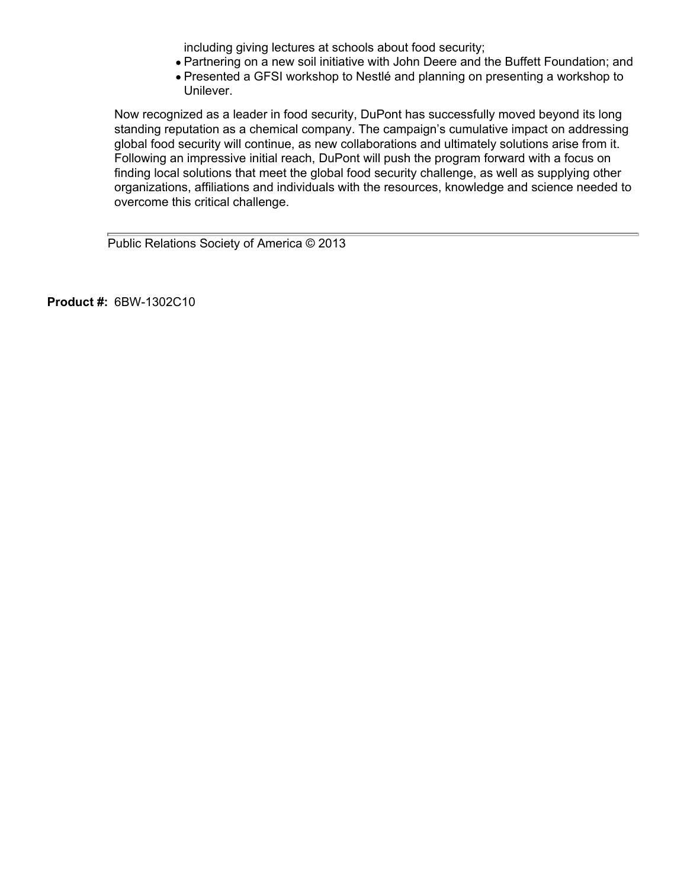including giving lectures at schools about food security;

- Partnering on a new soil initiative with John Deere and the Buffett Foundation; and
- Presented a GFSI workshop to Nestlé and planning on presenting a workshop to Unilever.

Now recognized as a leader in food security, DuPont has successfully moved beyond its long standing reputation as a chemical company. The campaign's cumulative impact on addressing global food security will continue, as new collaborations and ultimately solutions arise from it. Following an impressive initial reach, DuPont will push the program forward with a focus on finding local solutions that meet the global food security challenge, as well as supplying other organizations, affiliations and individuals with the resources, knowledge and science needed to overcome this critical challenge.

---

Public Relations Society of America © 2013

**Product #:** 6BW-1302C10